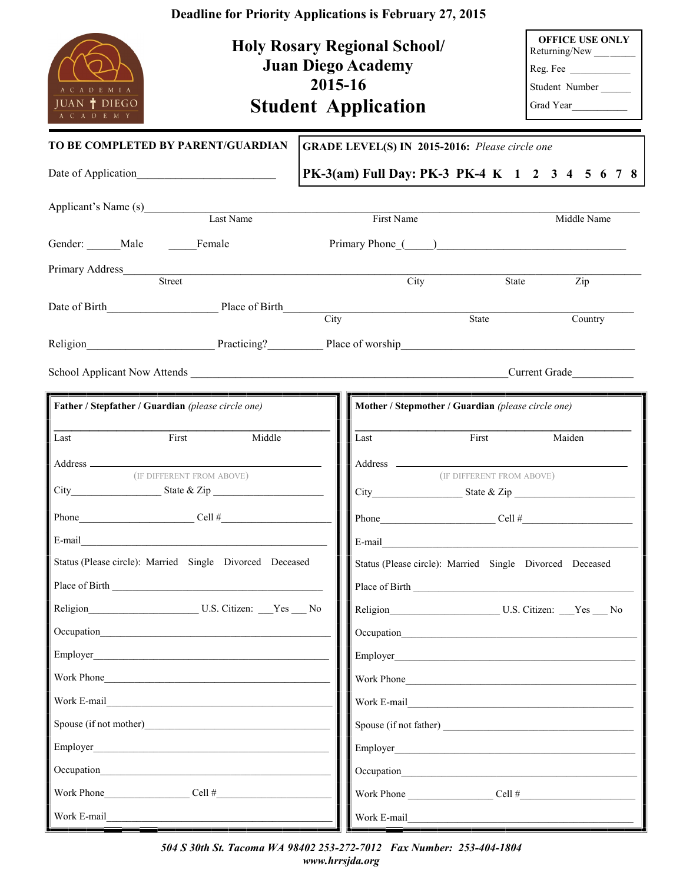**Deadline for Priority Applications is February 27, 2015**

# Holy Rosary Regional School/ Juan Diego Academy 2015-16 Student Application

| OFFICE USE ONLY |
|---|
| Returning/New ________ |
| Reg. Fee ____________ |
| Student Number ______ |
| Grad Year ___________ |

**TO BE COMPLETED BY PARENT/GUARDIAN**

Date of Application________________________

**GRADE LEVEL(S) IN 2015-2016:** *Please circle one*

**PK-3(am) Full Day: PK-3 PK-4 K 1 2 3 4 5 6 7 8**

Applicant's Name (s)__________________________________________________________________
Last Name First Name Middle Name

Gender: ______Male ______Female Primary Phone_(_____)________________________________

Primary Address_______________________________________________________________________
Street City State Zip

Date of Birth___________________ Place of Birth_________________________________________
City State Country

Religion______________________ Practicing?_________ Place of worship______________________

School Applicant Now Attends ______________________________________Current Grade___________

| **Father / Stepfather / Guardian** *(please circle one)* | **Mother / Stepmother / Guardian** *(please circle one)* |
|---|---|
| ________________________________________ | ________________________________________ |
| Last First Middle | Last First Maiden |
| Address ______________________________ | Address ______________________________ |
| (IF DIFFERENT FROM ABOVE) | (IF DIFFERENT FROM ABOVE) |
| City_________________ State & Zip _______________ | City_________________ State & Zip _______________ |
| Phone____________________ Cell #___________________ | Phone____________________ Cell #___________________ |
| E-mail________________________________________ | E-mail________________________________________ |
| Status (Please circle): Married Single Divorced Deceased | Status (Please circle): Married Single Divorced Deceased |
| Place of Birth ________________________________ | Place of Birth ________________________________ |
| Religion___________________ U.S. Citizen: ___Yes ___ No | Religion___________________ U.S. Citizen: ___Yes ___ No |
| Occupation____________________________________ | Occupation____________________________________ |
| Employer_____________________________________ | Employer_____________________________________ |
| Work Phone___________________________________ | Work Phone___________________________________ |
| Work E-mail___________________________________ | Work E-mail___________________________________ |
| Spouse (if not mother)__________________________ | Spouse (if not father) __________________________ |
| Employer_____________________________________ | Employer_____________________________________ |
| Occupation____________________________________ | Occupation____________________________________ |
| Work Phone_______________ Cell #_________________ | Work Phone _______________ Cell #_________________ |
| Work E-mail___________________________________ | Work E-mail___________________________________ |

*504 S 30th St. Tacoma WA 98402 253-272-7012 Fax Number: 253-404-1804*
*www.hrrsjda.org*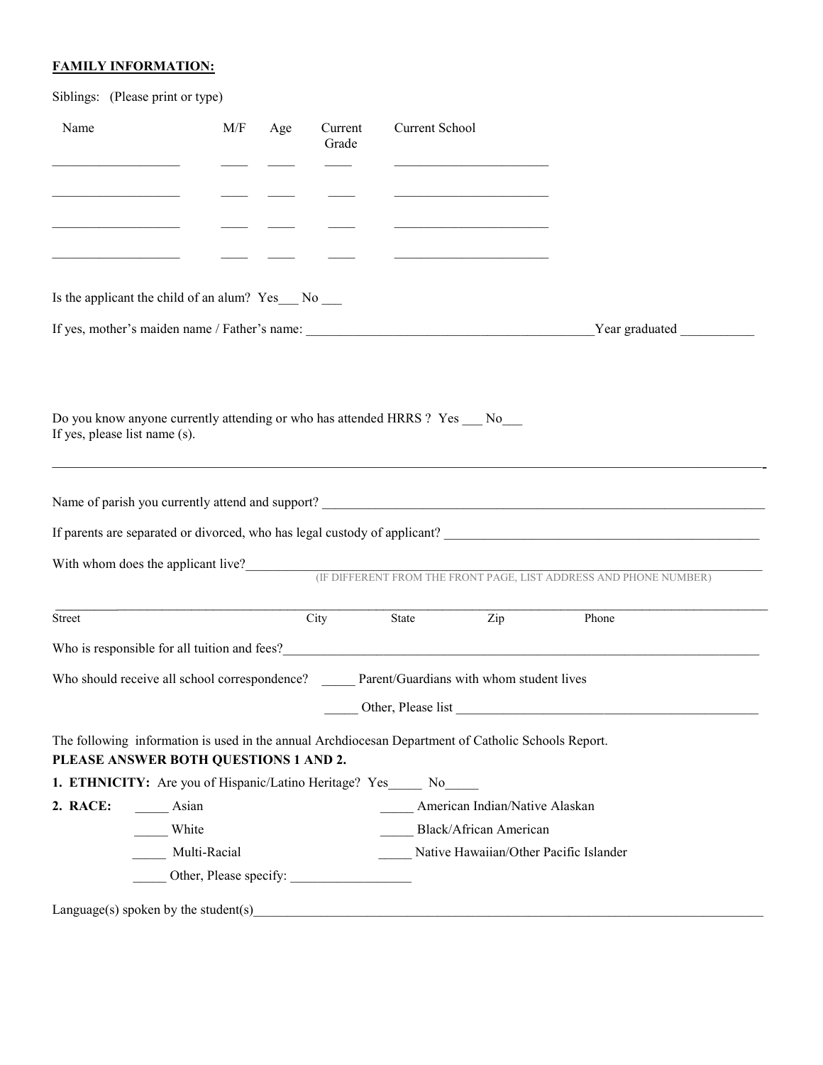**FAMILY INFORMATION:**

Siblings: (Please print or type)

| Name | M/F | Age | Current Grade | Current School |
| --- | --- | --- | --- | --- |
| ___________________ | ____ | ____ | ____ | _______________________ |
| ___________________ | ____ | ____ | ____ | _______________________ |
| ___________________ | ____ | ____ | ____ | _______________________ |
| ___________________ | ____ | ____ | ____ | _______________________ |

Is the applicant the child of an alum? Yes___ No ___

If yes, mother's maiden name / Father's name: ___________________________________________Year graduated ___________

Do you know anyone currently attending or who has attended HRRS ? Yes ___ No___
If yes, please list name (s).

______________________________________________________________________________________________________-

Name of parish you currently attend and support? ______________________________________________________________________

If parents are separated or divorced, who has legal custody of applicant? ________________________________________________

With whom does the applicant live?_______________________________________________________________________________
(IF DIFFERENT FROM THE FRONT PAGE, LIST ADDRESS AND PHONE NUMBER)

_______________________________________________________________________________________________________________
Street City State Zip Phone

Who is responsible for all tuition and fees?__________________________________________________________________________

Who should receive all school correspondence? _____ Parent/Guardians with whom student lives

_____ Other, Please list _____________________________________________

The following information is used in the annual Archdiocesan Department of Catholic Schools Report.
**PLEASE ANSWER BOTH QUESTIONS 1 AND 2.**

**1. ETHNICITY:** Are you of Hispanic/Latino Heritage? Yes_____ No_____

**2. RACE:**

_____ Asian
_____ American Indian/Native Alaskan
_____ White
_____ Black/African American
_____ Multi-Racial
_____ Native Hawaiian/Other Pacific Islander
_____ Other, Please specify: __________________

Language(s) spoken by the student(s)_________________________________________________________________________________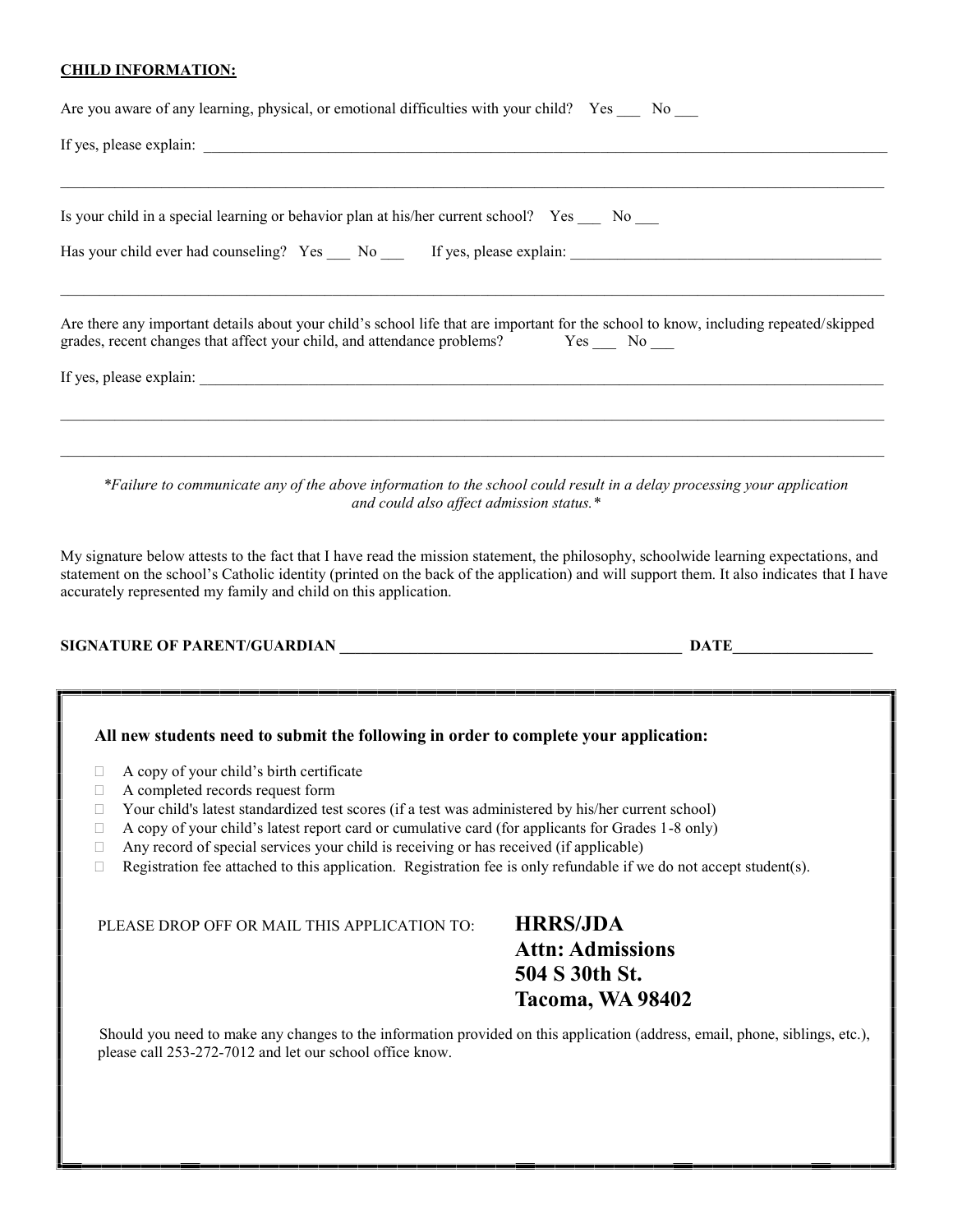**CHILD INFORMATION:**

Are you aware of any learning, physical, or emotional difficulties with your child? Yes ___ No ___

If yes, please explain: ______________________________________________________________________________

______________________________________________________________________________________________

Is your child in a special learning or behavior plan at his/her current school? Yes ___ No ___

Has your child ever had counseling? Yes ___ No ___ If yes, please explain: ____________________________________

______________________________________________________________________________________________

Are there any important details about your child's school life that are important for the school to know, including repeated/skipped grades, recent changes that affect your child, and attendance problems? Yes ___ No ___

If yes, please explain: ______________________________________________________________________________

______________________________________________________________________________________________

______________________________________________________________________________________________

*\*Failure to communicate any of the above information to the school could result in a delay processing your application and could also affect admission status.\**

My signature below attests to the fact that I have read the mission statement, the philosophy, schoolwide learning expectations, and statement on the school's Catholic identity (printed on the back of the application) and will support them. It also indicates that I have accurately represented my family and child on this application.

**SIGNATURE OF PARENT/GUARDIAN _____________________________________________ DATE__________________**

**All new students need to submit the following in order to complete your application:**

- A copy of your child's birth certificate
- A completed records request form
- Your child's latest standardized test scores (if a test was administered by his/her current school)
- A copy of your child's latest report card or cumulative card (for applicants for Grades 1-8 only)
- Any record of special services your child is receiving or has received (if applicable)
- Registration fee attached to this application. Registration fee is only refundable if we do not accept student(s).

PLEASE DROP OFF OR MAIL THIS APPLICATION TO:

**HRRS/JDA**
**Attn: Admissions**
**504 S 30th St.**
**Tacoma, WA 98402**

Should you need to make any changes to the information provided on this application (address, email, phone, siblings, etc.), please call 253-272-7012 and let our school office know.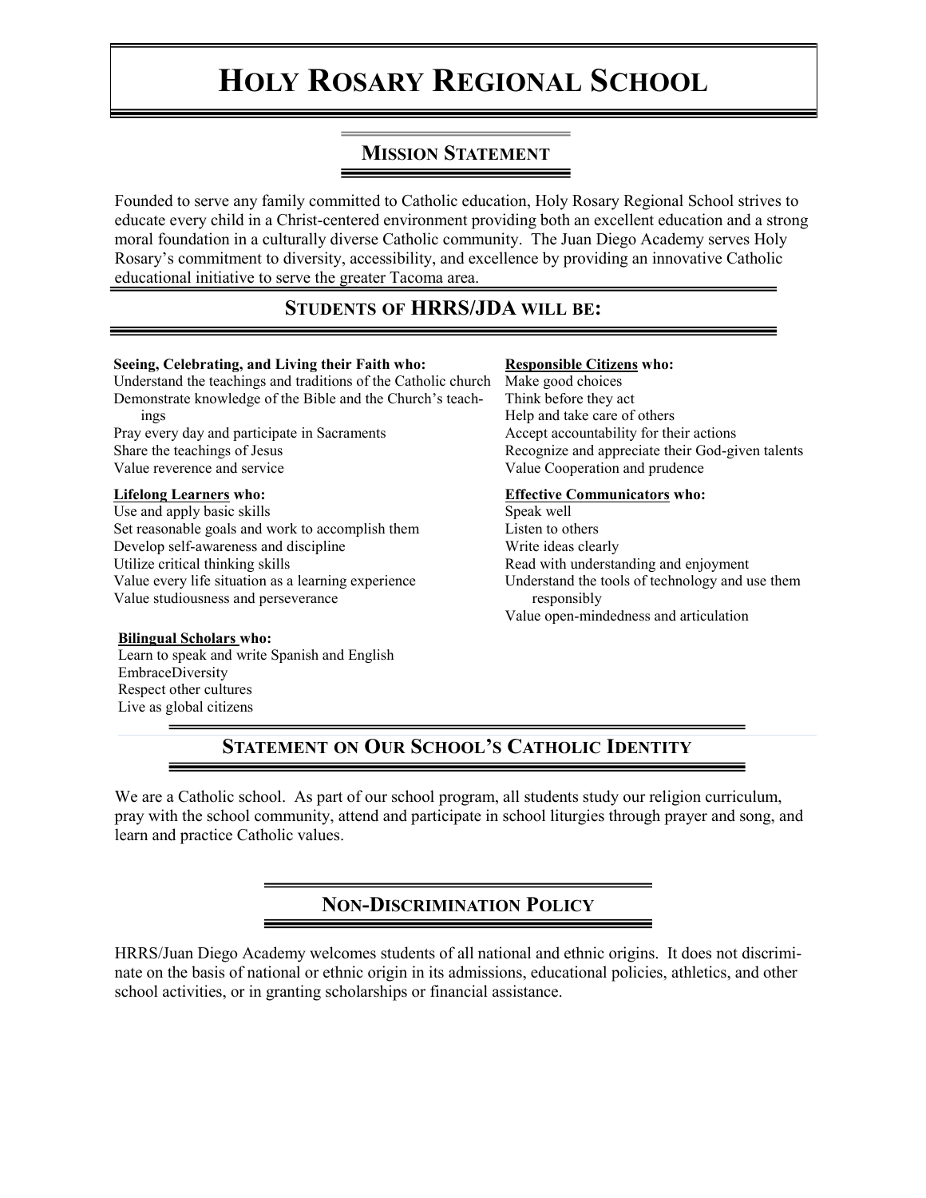# Holy Rosary Regional School

## Mission Statement

Founded to serve any family committed to Catholic education, Holy Rosary Regional School strives to educate every child in a Christ-centered environment providing both an excellent education and a strong moral foundation in a culturally diverse Catholic community. The Juan Diego Academy serves Holy Rosary's commitment to diversity, accessibility, and excellence by providing an innovative Catholic educational initiative to serve the greater Tacoma area.

## Students of HRRS/JDA will be:

**Seeing, Celebrating, and Living their Faith who:**

Understand the teachings and traditions of the Catholic church
Demonstrate knowledge of the Bible and the Church's teachings
Pray every day and participate in Sacraments
Share the teachings of Jesus
Value reverence and service

**Lifelong Learners who:**

Use and apply basic skills
Set reasonable goals and work to accomplish them
Develop self-awareness and discipline
Utilize critical thinking skills
Value every life situation as a learning experience
Value studiousness and perseverance

**Bilingual Scholars who:**

Learn to speak and write Spanish and English
EmbraceDiversity
Respect other cultures
Live as global citizens

**Responsible Citizens who:**

Make good choices
Think before they act
Help and take care of others
Accept accountability for their actions
Recognize and appreciate their God-given talents
Value Cooperation and prudence

**Effective Communicators who:**

Speak well
Listen to others
Write ideas clearly
Read with understanding and enjoyment
Understand the tools of technology and use them responsibly
Value open-mindedness and articulation

## Statement on Our School's Catholic Identity

We are a Catholic school. As part of our school program, all students study our religion curriculum, pray with the school community, attend and participate in school liturgies through prayer and song, and learn and practice Catholic values.

## Non-Discrimination Policy

HRRS/Juan Diego Academy welcomes students of all national and ethnic origins. It does not discriminate on the basis of national or ethnic origin in its admissions, educational policies, athletics, and other school activities, or in granting scholarships or financial assistance.